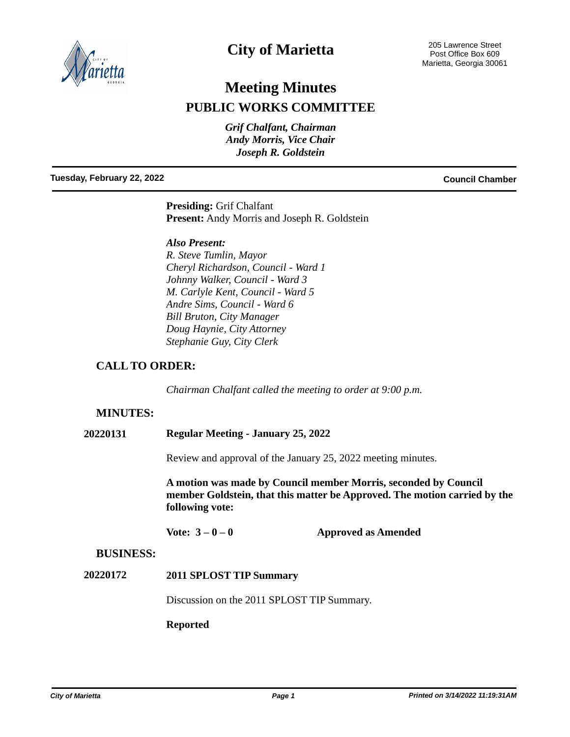# City of Marietta

205 Lawrence Street
Post Office Box 609
Marietta, Georgia 30061

# Meeting Minutes

## PUBLIC WORKS COMMITTEE

*Grif Chalfant, Chairman*
*Andy Morris, Vice Chair*
*Joseph R. Goldstein*

**Tuesday, February 22, 2022** — **Council Chamber**

**Presiding:** Grif Chalfant
**Present:** Andy Morris and Joseph R. Goldstein

***Also Present:***
*R. Steve Tumlin, Mayor*
*Cheryl Richardson, Council - Ward 1*
*Johnny Walker, Council - Ward 3*
*M. Carlyle Kent, Council - Ward 5*
*Andre Sims, Council - Ward 6*
*Bill Bruton, City Manager*
*Doug Haynie, City Attorney*
*Stephanie Guy, City Clerk*

### CALL TO ORDER:

*Chairman Chalfant called the meeting to order at 9:00 p.m.*

### MINUTES:

**20220131** **Regular Meeting - January 25, 2022**

Review and approval of the January 25, 2022 meeting minutes.

**A motion was made by Council member Morris, seconded by Council member Goldstein, that this matter be Approved. The motion carried by the following vote:**

**Vote: 3 – 0 – 0** **Approved as Amended**

### BUSINESS:

**20220172** **2011 SPLOST TIP Summary**

Discussion on the 2011 SPLOST TIP Summary.

**Reported**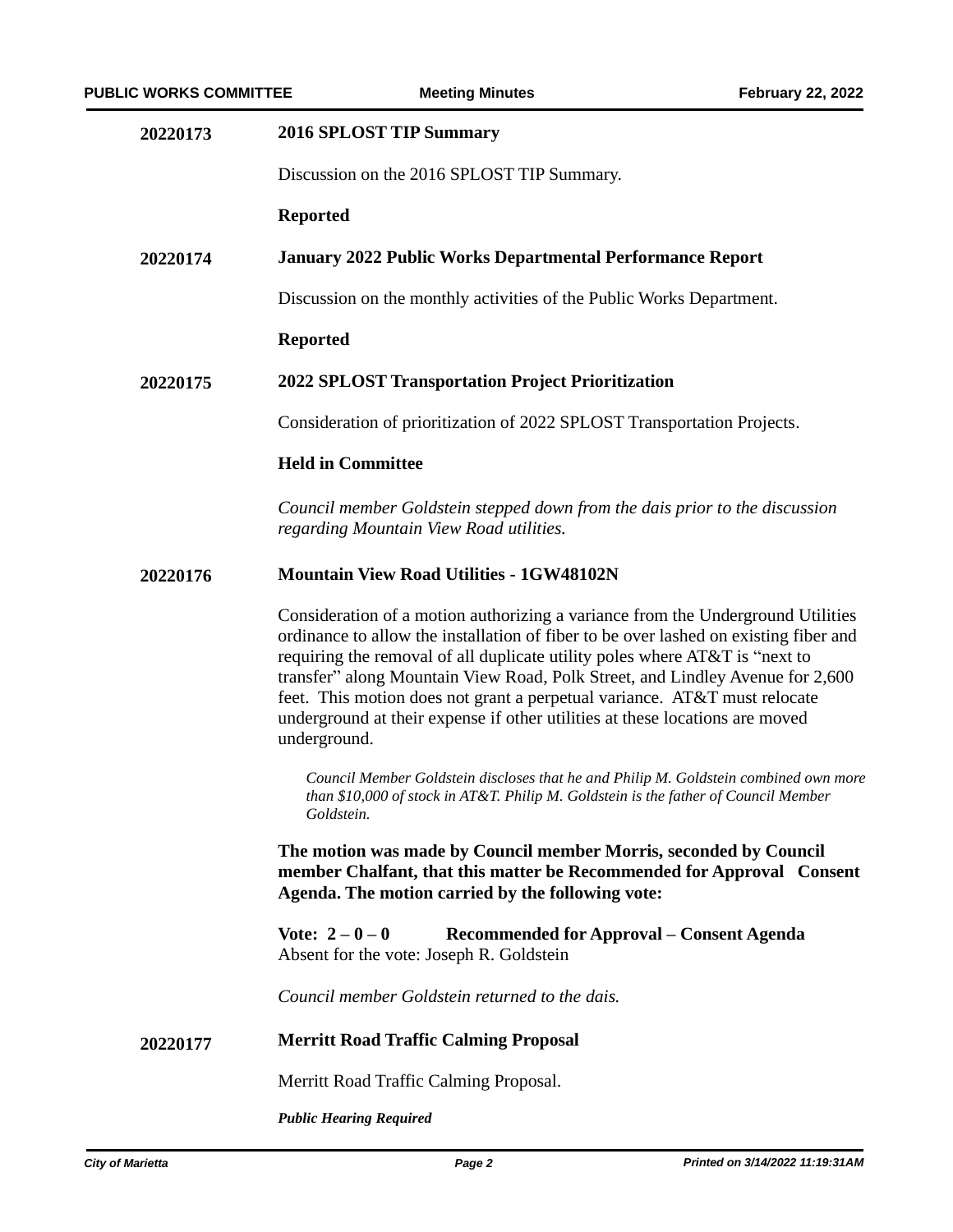**20220173** **2016 SPLOST TIP Summary**

Discussion on the 2016 SPLOST TIP Summary.

**Reported**

**20220174** **January 2022 Public Works Departmental Performance Report**

Discussion on the monthly activities of the Public Works Department.

**Reported**

**20220175** **2022 SPLOST Transportation Project Prioritization**

Consideration of prioritization of 2022 SPLOST Transportation Projects.

**Held in Committee**

*Council member Goldstein stepped down from the dais prior to the discussion regarding Mountain View Road utilities.*

**20220176** **Mountain View Road Utilities - 1GW48102N**

Consideration of a motion authorizing a variance from the Underground Utilities ordinance to allow the installation of fiber to be over lashed on existing fiber and requiring the removal of all duplicate utility poles where AT&T is "next to transfer" along Mountain View Road, Polk Street, and Lindley Avenue for 2,600 feet. This motion does not grant a perpetual variance. AT&T must relocate underground at their expense if other utilities at these locations are moved underground.

> *Council Member Goldstein discloses that he and Philip M. Goldstein combined own more than $10,000 of stock in AT&T. Philip M. Goldstein is the father of Council Member Goldstein.*

**The motion was made by Council member Morris, seconded by Council member Chalfant, that this matter be Recommended for Approval Consent Agenda. The motion carried by the following vote:**

**Vote: 2 – 0 – 0** **Recommended for Approval – Consent Agenda**
Absent for the vote: Joseph R. Goldstein

*Council member Goldstein returned to the dais.*

**20220177** **Merritt Road Traffic Calming Proposal**

Merritt Road Traffic Calming Proposal.

***Public Hearing Required***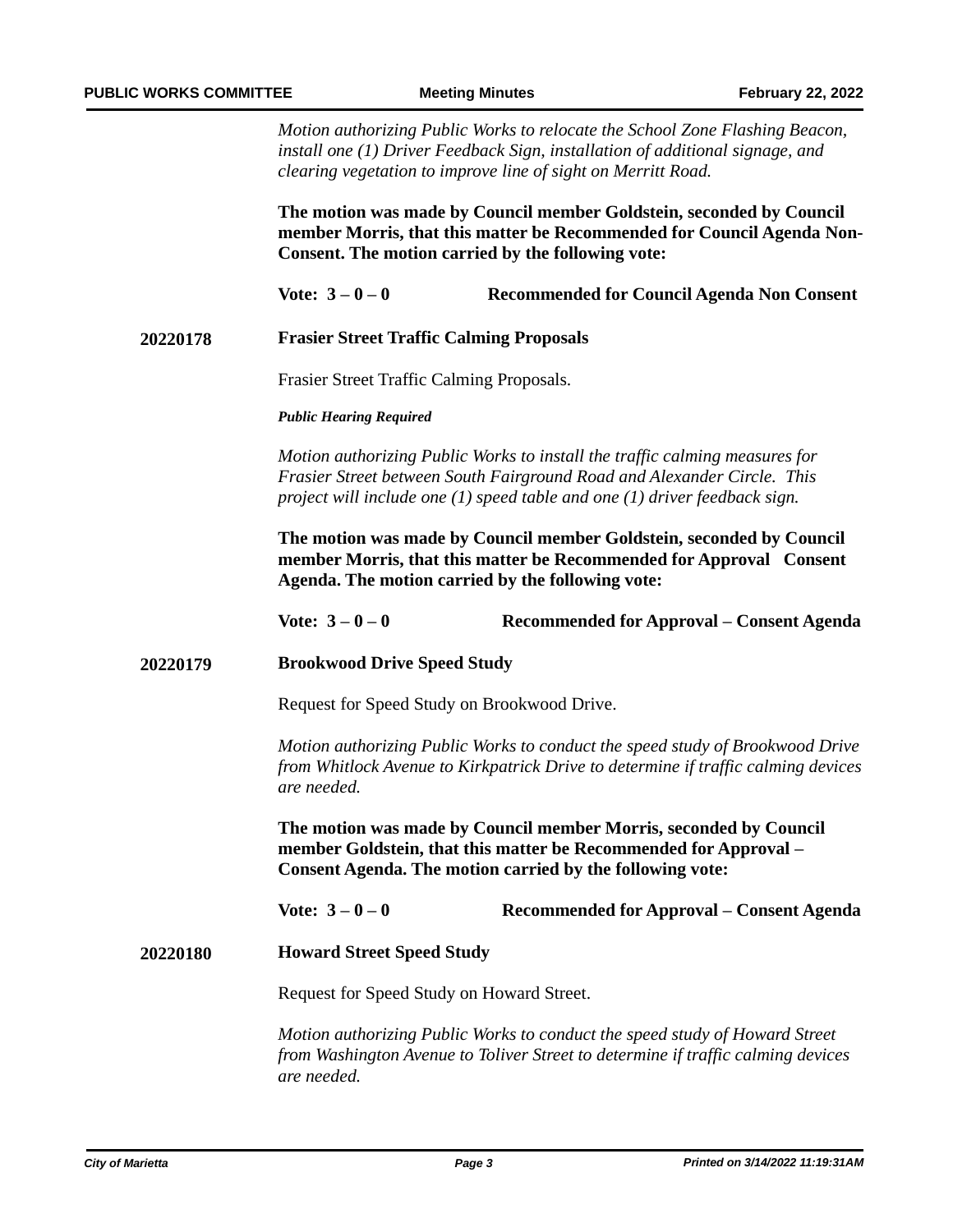*Motion authorizing Public Works to relocate the School Zone Flashing Beacon, install one (1) Driver Feedback Sign, installation of additional signage, and clearing vegetation to improve line of sight on Merritt Road.*

**The motion was made by Council member Goldstein, seconded by Council member Morris, that this matter be Recommended for Council Agenda Non-Consent. The motion carried by the following vote:**

**Vote: 3 – 0 – 0** **Recommended for Council Agenda Non Consent**

**20220178** **Frasier Street Traffic Calming Proposals**

Frasier Street Traffic Calming Proposals.

***Public Hearing Required***

*Motion authorizing Public Works to install the traffic calming measures for Frasier Street between South Fairground Road and Alexander Circle. This project will include one (1) speed table and one (1) driver feedback sign.*

**The motion was made by Council member Goldstein, seconded by Council member Morris, that this matter be Recommended for Approval Consent Agenda. The motion carried by the following vote:**

**Vote: 3 – 0 – 0** **Recommended for Approval – Consent Agenda**

**20220179** **Brookwood Drive Speed Study**

Request for Speed Study on Brookwood Drive.

*Motion authorizing Public Works to conduct the speed study of Brookwood Drive from Whitlock Avenue to Kirkpatrick Drive to determine if traffic calming devices are needed.*

**The motion was made by Council member Morris, seconded by Council member Goldstein, that this matter be Recommended for Approval – Consent Agenda. The motion carried by the following vote:**

**Vote: 3 – 0 – 0** **Recommended for Approval – Consent Agenda**

**20220180** **Howard Street Speed Study**

Request for Speed Study on Howard Street.

*Motion authorizing Public Works to conduct the speed study of Howard Street from Washington Avenue to Toliver Street to determine if traffic calming devices are needed.*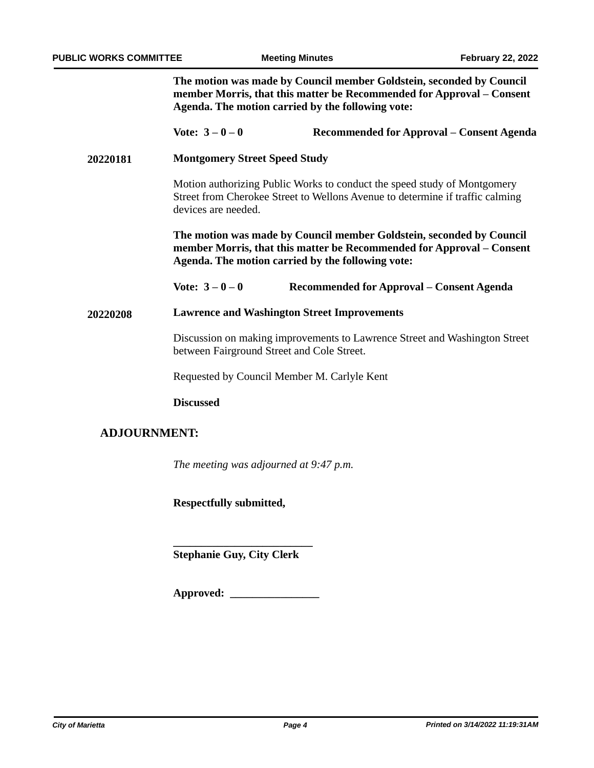**The motion was made by Council member Goldstein, seconded by Council member Morris, that this matter be Recommended for Approval – Consent Agenda. The motion carried by the following vote:**

**Vote: 3 – 0 – 0 Recommended for Approval – Consent Agenda**

**20220181 Montgomery Street Speed Study**

Motion authorizing Public Works to conduct the speed study of Montgomery Street from Cherokee Street to Wellons Avenue to determine if traffic calming devices are needed.

**The motion was made by Council member Goldstein, seconded by Council member Morris, that this matter be Recommended for Approval – Consent Agenda. The motion carried by the following vote:**

**Vote: 3 – 0 – 0 Recommended for Approval – Consent Agenda**

**20220208 Lawrence and Washington Street Improvements**

Discussion on making improvements to Lawrence Street and Washington Street between Fairground Street and Cole Street.

Requested by Council Member M. Carlyle Kent

**Discussed**

## ADJOURNMENT:

*The meeting was adjourned at 9:47 p.m.*

**Respectfully submitted,**

**_________________________**
**Stephanie Guy, City Clerk**

**Approved: ________________**